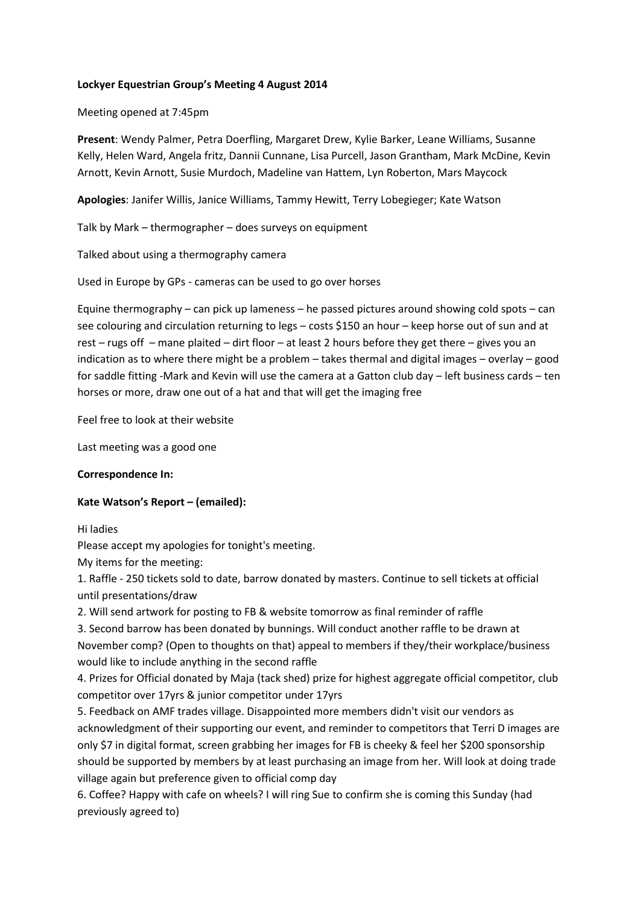**Lockyer Equestrian Group's Meeting 4 August 2014**

Meeting opened at 7:45pm

**Present**: Wendy Palmer, Petra Doerfling, Margaret Drew, Kylie Barker, Leane Williams, Susanne Kelly, Helen Ward, Angela fritz, Dannii Cunnane, Lisa Purcell, Jason Grantham, Mark McDine, Kevin Arnott, Kevin Arnott, Susie Murdoch, Madeline van Hattem, Lyn Roberton, Mars Maycock

**Apologies**: Janifer Willis, Janice Williams, Tammy Hewitt, Terry Lobegieger; Kate Watson

Talk by Mark – thermographer – does surveys on equipment

Talked about using a thermography camera

Used in Europe by GPs - cameras can be used to go over horses

Equine thermography – can pick up lameness – he passed pictures around showing cold spots – can see colouring and circulation returning to legs – costs $150 an hour – keep horse out of sun and at rest – rugs off – mane plaited – dirt floor – at least 2 hours before they get there – gives you an indication as to where there might be a problem – takes thermal and digital images – overlay – good for saddle fitting -Mark and Kevin will use the camera at a Gatton club day – left business cards – ten horses or more, draw one out of a hat and that will get the imaging free

Feel free to look at their website

Last meeting was a good one

**Correspondence In:**

**Kate Watson's Report – (emailed):**

Hi ladies
Please accept my apologies for tonight's meeting.
My items for the meeting:

1. Raffle - 250 tickets sold to date, barrow donated by masters. Continue to sell tickets at official until presentations/draw
2. Will send artwork for posting to FB & website tomorrow as final reminder of raffle
3. Second barrow has been donated by bunnings. Will conduct another raffle to be drawn at November comp? (Open to thoughts on that) appeal to members if they/their workplace/business would like to include anything in the second raffle
4. Prizes for Official donated by Maja (tack shed) prize for highest aggregate official competitor, club competitor over 17yrs & junior competitor under 17yrs
5. Feedback on AMF trades village. Disappointed more members didn't visit our vendors as acknowledgment of their supporting our event, and reminder to competitors that Terri D images are only $7 in digital format, screen grabbing her images for FB is cheeky & feel her $200 sponsorship should be supported by members by at least purchasing an image from her. Will look at doing trade village again but preference given to official comp day
6. Coffee? Happy with cafe on wheels? I will ring Sue to confirm she is coming this Sunday (had previously agreed to)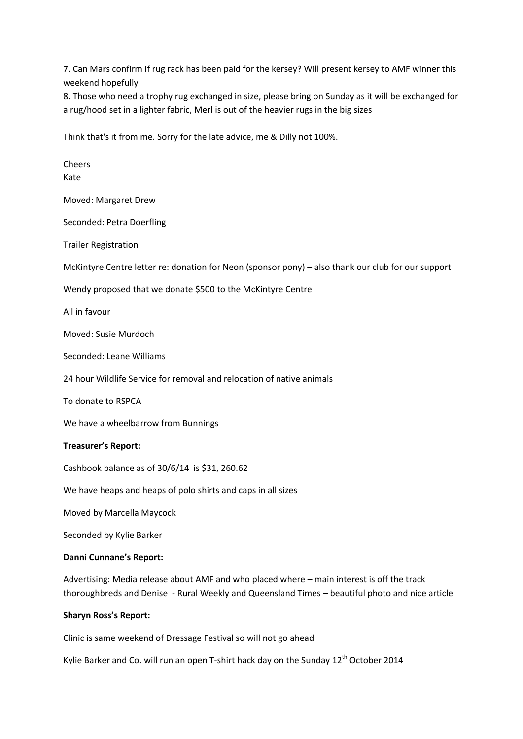7. Can Mars confirm if rug rack has been paid for the kersey? Will present kersey to AMF winner this weekend hopefully
8. Those who need a trophy rug exchanged in size, please bring on Sunday as it will be exchanged for a rug/hood set in a lighter fabric, Merl is out of the heavier rugs in the big sizes

Think that's it from me. Sorry for the late advice, me & Dilly not 100%.

Cheers
Kate

Moved: Margaret Drew

Seconded: Petra Doerfling

Trailer Registration

McKintyre Centre letter re: donation for Neon (sponsor pony) – also thank our club for our support

Wendy proposed that we donate $500 to the McKintyre Centre

All in favour

Moved: Susie Murdoch

Seconded: Leane Williams

24 hour Wildlife Service for removal and relocation of native animals

To donate to RSPCA

We have a wheelbarrow from Bunnings

**Treasurer's Report:**

Cashbook balance as of 30/6/14 is $31, 260.62

We have heaps and heaps of polo shirts and caps in all sizes

Moved by Marcella Maycock

Seconded by Kylie Barker

**Danni Cunnane's Report:**

Advertising: Media release about AMF and who placed where – main interest is off the track thoroughbreds and Denise - Rural Weekly and Queensland Times – beautiful photo and nice article

**Sharyn Ross's Report:**

Clinic is same weekend of Dressage Festival so will not go ahead

Kylie Barker and Co. will run an open T-shirt hack day on the Sunday 12th October 2014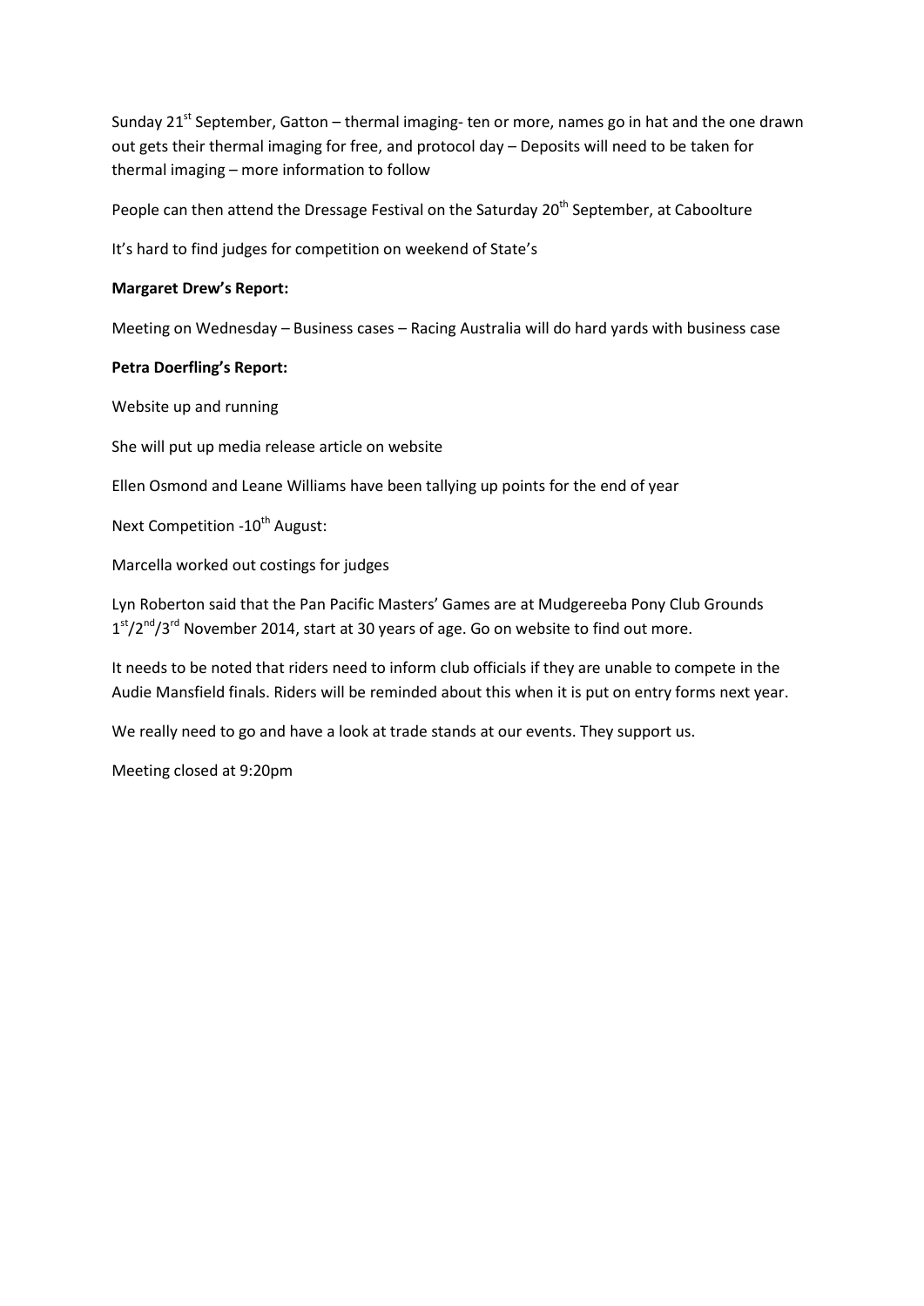Sunday 21st September, Gatton – thermal imaging- ten or more, names go in hat and the one drawn out gets their thermal imaging for free, and protocol day – Deposits will need to be taken for thermal imaging – more information to follow

People can then attend the Dressage Festival on the Saturday 20th September, at Caboolture

It's hard to find judges for competition on weekend of State's

**Margaret Drew's Report:**

Meeting on Wednesday – Business cases – Racing Australia will do hard yards with business case

**Petra Doerfling's Report:**

Website up and running

She will put up media release article on website

Ellen Osmond and Leane Williams have been tallying up points for the end of year

Next Competition -10th August:

Marcella worked out costings for judges

Lyn Roberton said that the Pan Pacific Masters' Games are at Mudgereeba Pony Club Grounds 1st/2nd/3rd November 2014, start at 30 years of age. Go on website to find out more.

It needs to be noted that riders need to inform club officials if they are unable to compete in the Audie Mansfield finals. Riders will be reminded about this when it is put on entry forms next year.

We really need to go and have a look at trade stands at our events. They support us.

Meeting closed at 9:20pm